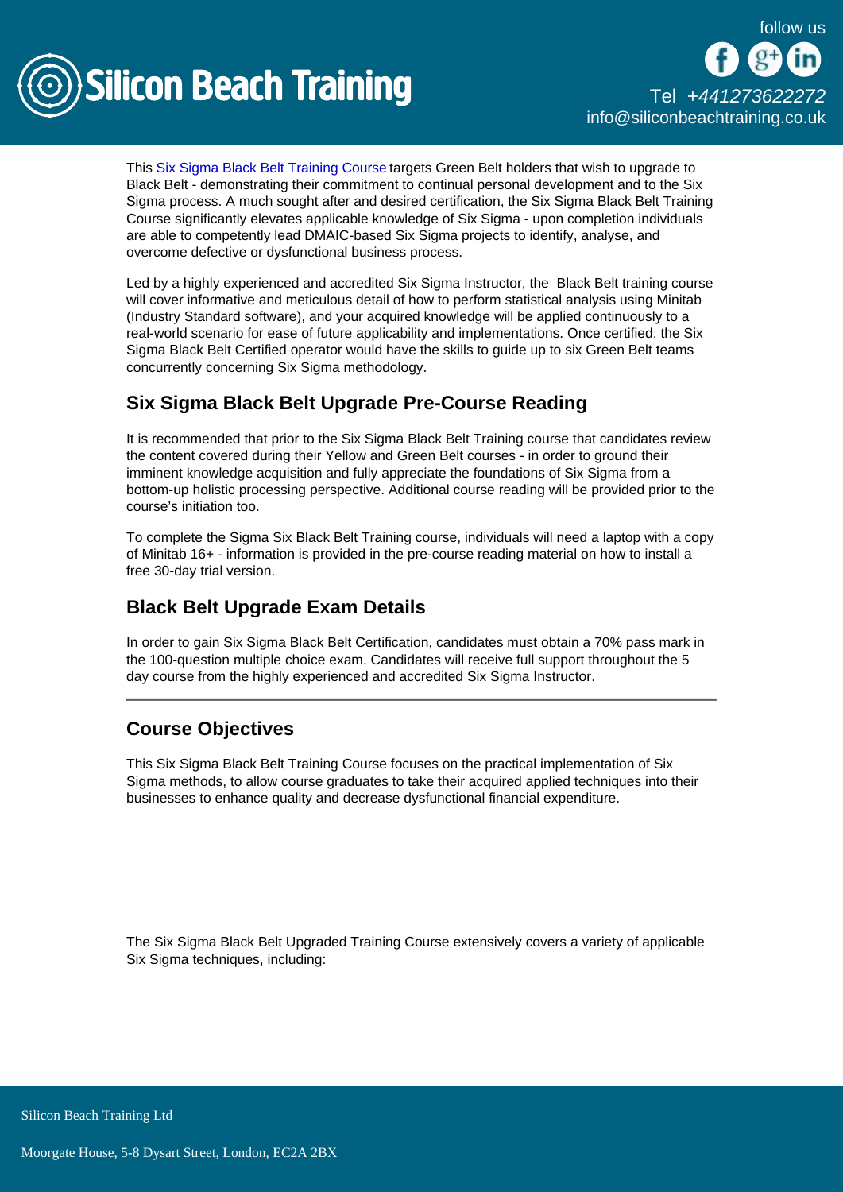This Six Sigma Black Belt Training Course targets Green Belt holders that wish to upgrade to Black Belt - demonstrating their commitment to continual personal development and to the Six Sigma process. A much sought after and desired certification, the Six Sigma Black Belt Training Course significantly elevates applicable knowledge of Six Sigma - upon completion individuals are able to competently lead DMAIC-based Six Sigma projects to identify, analyse, and overcome defective or dysfunctional business process.

Led by a highly experienced and accredited Six Sigma Instructor, the Black Belt training course will cover informative and meticulous detail of how to perform statistical analysis using Minitab (Industry Standard software), and your acquired knowledge will be applied continuously to a real-world scenario for ease of future applicability and implementations. Once certified, the Six Sigma Black Belt Certified operator would have the skills to guide up to six Green Belt teams concurrently concerning Six Sigma methodology.

## Six Sigma Black Belt Upgrade Pre-Course Reading

It is recommended that prior to the Six Sigma Black Belt Training course that candidates review the content covered during their Yellow and Green Belt courses - in order to ground their imminent knowledge acquisition and fully appreciate the foundations of Six Sigma from a bottom-up holistic processing perspective. Additional course reading will be provided prior to the course's initiation too.

To complete the Sigma Six Black Belt Training course, individuals will need a laptop with a copy of Minitab 16+ - information is provided in the pre-course reading material on how to install a free 30-day trial version.

## Black Belt Upgrade Exam Details

In order to gain Six Sigma Black Belt Certification, candidates must obtain a 70% pass mark in the 100-question multiple choice exam. Candidates will receive full support throughout the 5 day course from the highly experienced and accredited Six Sigma Instructor.

---

## Course Objectives

This Six Sigma Black Belt Training Course focuses on the practical implementation of Six Sigma methods, to allow course graduates to take their acquired applied techniques into their businesses to enhance quality and decrease dysfunctional financial expenditure.

The Six Sigma Black Belt Upgraded Training Course extensively covers a variety of applicable Six Sigma techniques, including: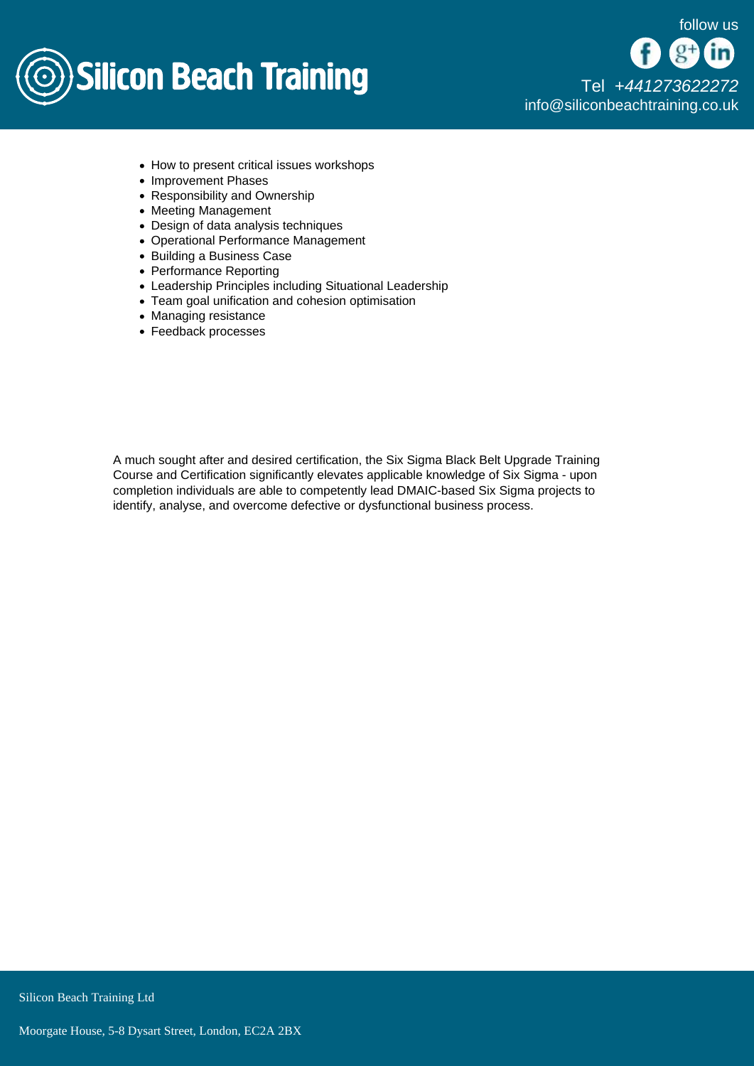- How to present critical issues workshops
- Improvement Phases
- Responsibility and Ownership
- Meeting Management
- Design of data analysis techniques
- Operational Performance Management
- Building a Business Case
- Performance Reporting
- Leadership Principles including Situational Leadership
- Team goal unification and cohesion optimisation
- Managing resistance
- Feedback processes

A much sought after and desired certification, the Six Sigma Black Belt Upgrade Training Course and Certification significantly elevates applicable knowledge of Six Sigma - upon completion individuals are able to competently lead DMAIC-based Six Sigma projects to identify, analyse, and overcome defective or dysfunctional business process.